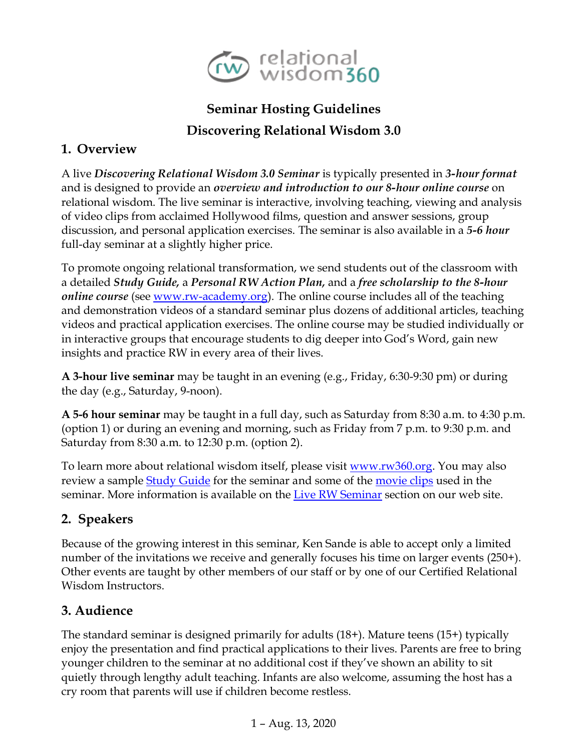relational wisdom 360

# Seminar Hosting Guidelines

# Discovering Relational Wisdom 3.0

## 1. Overview

A live ***Discovering Relational Wisdom 3.0 Seminar*** is typically presented in ***3-hour format*** and is designed to provide an ***overview and introduction to our 8-hour online course*** on relational wisdom. The live seminar is interactive, involving teaching, viewing and analysis of video clips from acclaimed Hollywood films, question and answer sessions, group discussion, and personal application exercises. The seminar is also available in a ***5-6 hour*** full-day seminar at a slightly higher price.

To promote ongoing relational transformation, we send students out of the classroom with a detailed ***Study Guide,*** a ***Personal RW Action Plan,*** and a ***free scholarship to the 8-hour online course*** (see [www.rw-academy.org](www.rw-academy.org)). The online course includes all of the teaching and demonstration videos of a standard seminar plus dozens of additional articles, teaching videos and practical application exercises. The online course may be studied individually or in interactive groups that encourage students to dig deeper into God's Word, gain new insights and practice RW in every area of their lives.

**A 3-hour live seminar** may be taught in an evening (e.g., Friday, 6:30-9:30 pm) or during the day (e.g., Saturday, 9-noon).

**A 5-6 hour seminar** may be taught in a full day, such as Saturday from 8:30 a.m. to 4:30 p.m. (option 1) or during an evening and morning, such as Friday from 7 p.m. to 9:30 p.m. and Saturday from 8:30 a.m. to 12:30 p.m. (option 2).

To learn more about relational wisdom itself, please visit [www.rw360.org](www.rw360.org). You may also review a sample Study Guide for the seminar and some of the movie clips used in the seminar. More information is available on the Live RW Seminar section on our web site.

## 2. Speakers

Because of the growing interest in this seminar, Ken Sande is able to accept only a limited number of the invitations we receive and generally focuses his time on larger events (250+). Other events are taught by other members of our staff or by one of our Certified Relational Wisdom Instructors.

## 3. Audience

The standard seminar is designed primarily for adults (18+). Mature teens (15+) typically enjoy the presentation and find practical applications to their lives. Parents are free to bring younger children to the seminar at no additional cost if they've shown an ability to sit quietly through lengthy adult teaching. Infants are also welcome, assuming the host has a cry room that parents will use if children become restless.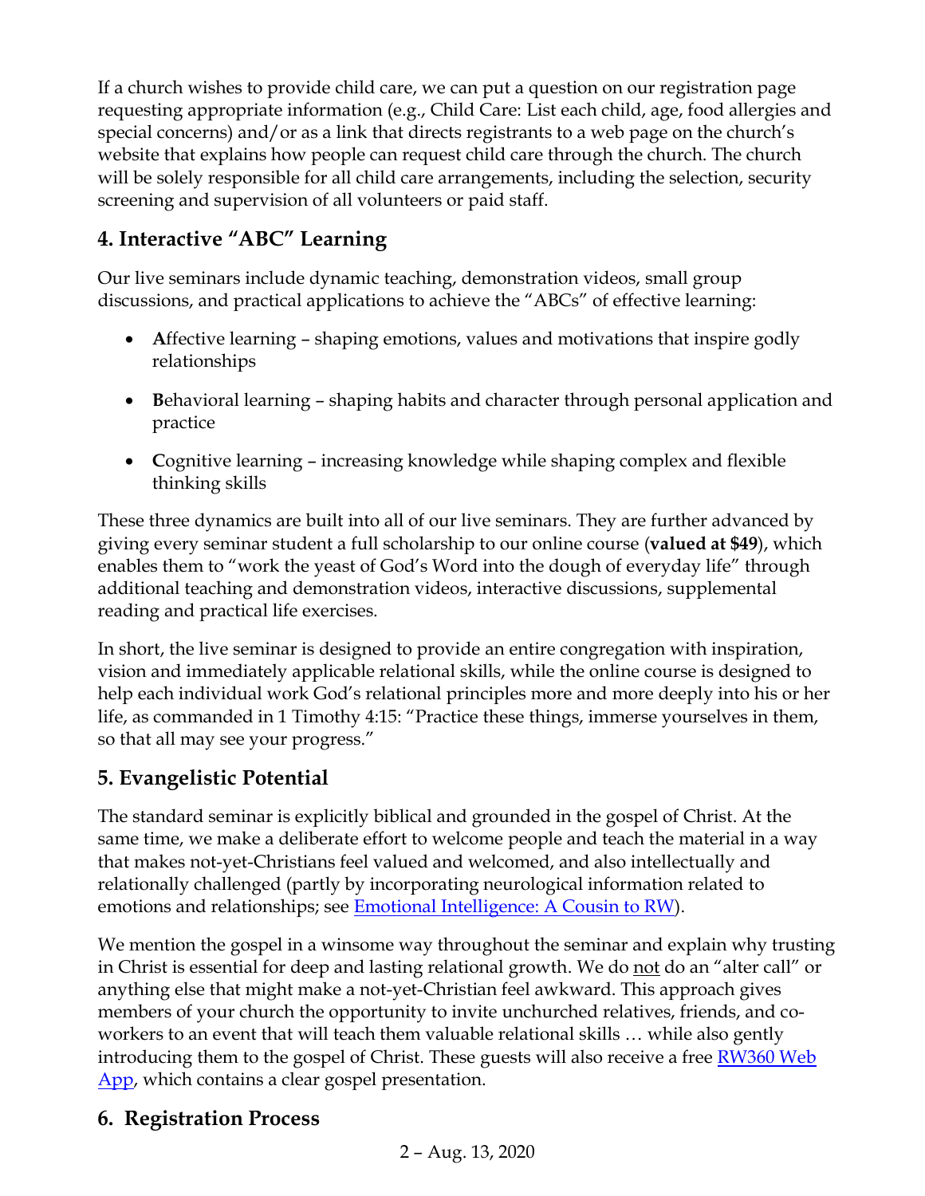If a church wishes to provide child care, we can put a question on our registration page requesting appropriate information (e.g., Child Care: List each child, age, food allergies and special concerns) and/or as a link that directs registrants to a web page on the church's website that explains how people can request child care through the church. The church will be solely responsible for all child care arrangements, including the selection, security screening and supervision of all volunteers or paid staff.

## 4. Interactive "ABC" Learning

Our live seminars include dynamic teaching, demonstration videos, small group discussions, and practical applications to achieve the "ABCs" of effective learning:

- **A**ffective learning – shaping emotions, values and motivations that inspire godly relationships
- **B**ehavioral learning – shaping habits and character through personal application and practice
- **C**ognitive learning – increasing knowledge while shaping complex and flexible thinking skills

These three dynamics are built into all of our live seminars. They are further advanced by giving every seminar student a full scholarship to our online course (**valued at $49**), which enables them to "work the yeast of God's Word into the dough of everyday life" through additional teaching and demonstration videos, interactive discussions, supplemental reading and practical life exercises.

In short, the live seminar is designed to provide an entire congregation with inspiration, vision and immediately applicable relational skills, while the online course is designed to help each individual work God's relational principles more and more deeply into his or her life, as commanded in 1 Timothy 4:15: "Practice these things, immerse yourselves in them, so that all may see your progress."

## 5. Evangelistic Potential

The standard seminar is explicitly biblical and grounded in the gospel of Christ. At the same time, we make a deliberate effort to welcome people and teach the material in a way that makes not-yet-Christians feel valued and welcomed, and also intellectually and relationally challenged (partly by incorporating neurological information related to emotions and relationships; see Emotional Intelligence: A Cousin to RW).

We mention the gospel in a winsome way throughout the seminar and explain why trusting in Christ is essential for deep and lasting relational growth. We do not do an "alter call" or anything else that might make a not-yet-Christian feel awkward. This approach gives members of your church the opportunity to invite unchurched relatives, friends, and co-workers to an event that will teach them valuable relational skills … while also gently introducing them to the gospel of Christ. These guests will also receive a free RW360 Web App, which contains a clear gospel presentation.

## 6. Registration Process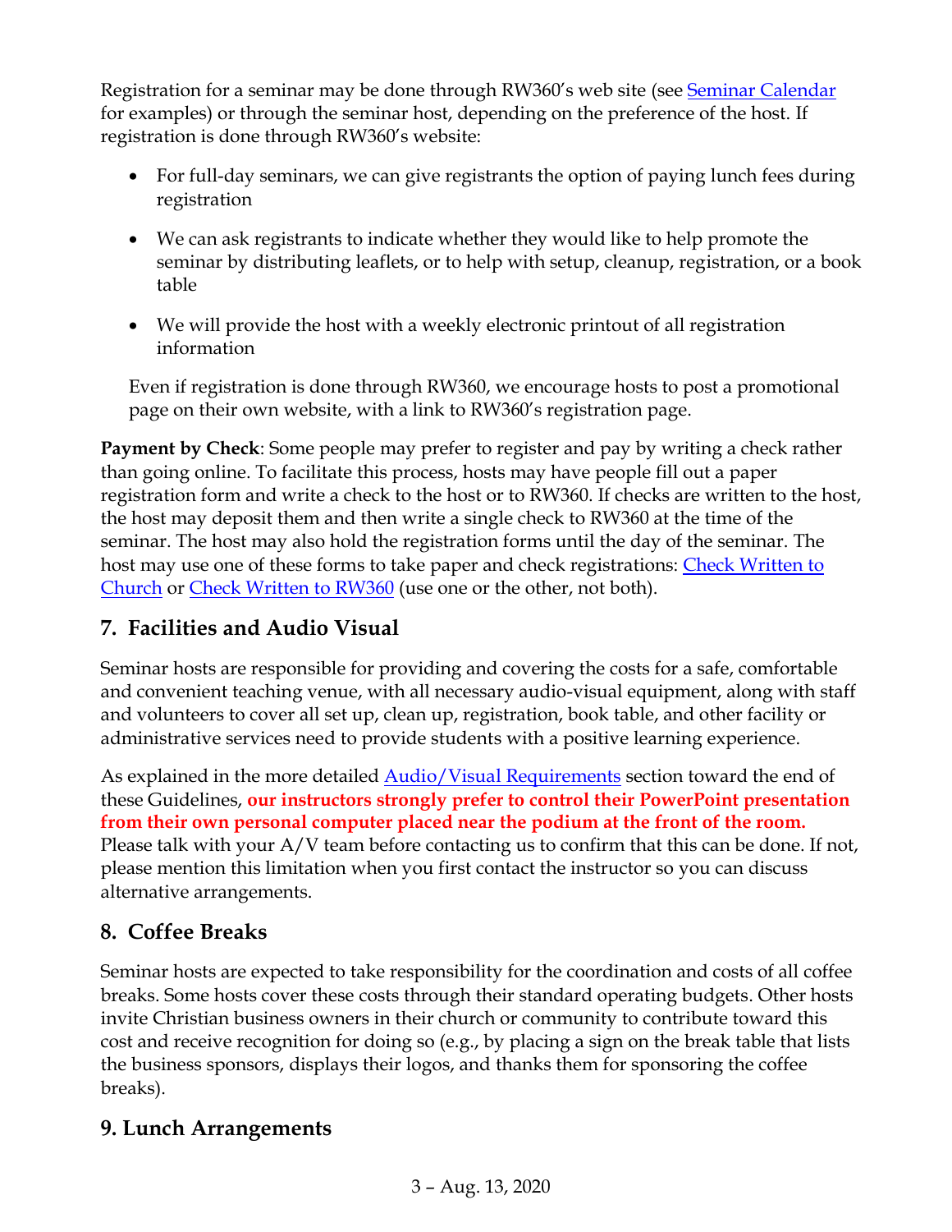Registration for a seminar may be done through RW360's web site (see Seminar Calendar for examples) or through the seminar host, depending on the preference of the host. If registration is done through RW360's website:

- For full-day seminars, we can give registrants the option of paying lunch fees during registration
- We can ask registrants to indicate whether they would like to help promote the seminar by distributing leaflets, or to help with setup, cleanup, registration, or a book table
- We will provide the host with a weekly electronic printout of all registration information

Even if registration is done through RW360, we encourage hosts to post a promotional page on their own website, with a link to RW360's registration page.

**Payment by Check**: Some people may prefer to register and pay by writing a check rather than going online. To facilitate this process, hosts may have people fill out a paper registration form and write a check to the host or to RW360. If checks are written to the host, the host may deposit them and then write a single check to RW360 at the time of the seminar. The host may also hold the registration forms until the day of the seminar. The host may use one of these forms to take paper and check registrations: Check Written to Church or Check Written to RW360 (use one or the other, not both).

## 7. Facilities and Audio Visual

Seminar hosts are responsible for providing and covering the costs for a safe, comfortable and convenient teaching venue, with all necessary audio-visual equipment, along with staff and volunteers to cover all set up, clean up, registration, book table, and other facility or administrative services need to provide students with a positive learning experience.

As explained in the more detailed Audio/Visual Requirements section toward the end of these Guidelines, **our instructors strongly prefer to control their PowerPoint presentation from their own personal computer placed near the podium at the front of the room.** Please talk with your A/V team before contacting us to confirm that this can be done. If not, please mention this limitation when you first contact the instructor so you can discuss alternative arrangements.

## 8. Coffee Breaks

Seminar hosts are expected to take responsibility for the coordination and costs of all coffee breaks. Some hosts cover these costs through their standard operating budgets. Other hosts invite Christian business owners in their church or community to contribute toward this cost and receive recognition for doing so (e.g., by placing a sign on the break table that lists the business sponsors, displays their logos, and thanks them for sponsoring the coffee breaks).

## 9. Lunch Arrangements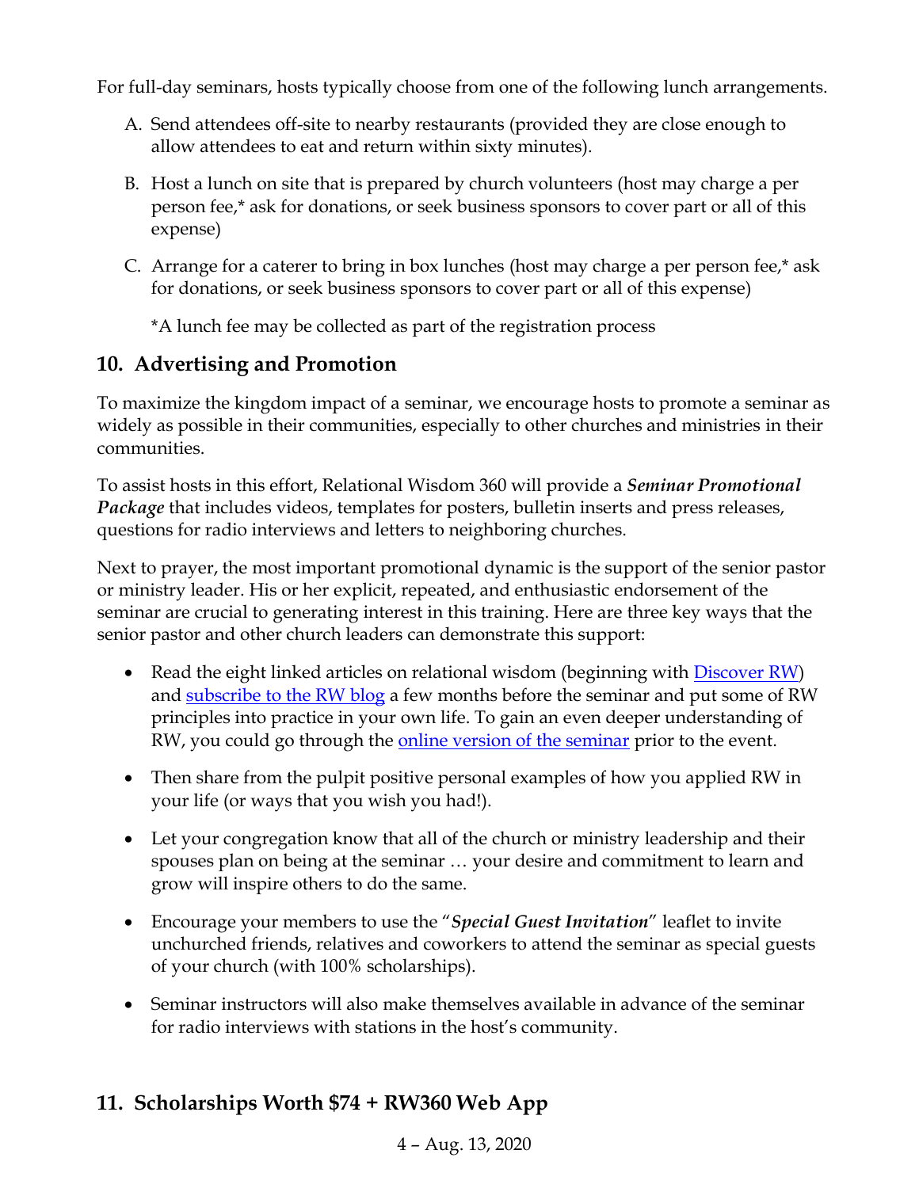For full-day seminars, hosts typically choose from one of the following lunch arrangements.

A. Send attendees off-site to nearby restaurants (provided they are close enough to allow attendees to eat and return within sixty minutes).

B. Host a lunch on site that is prepared by church volunteers (host may charge a per person fee,* ask for donations, or seek business sponsors to cover part or all of this expense)

C. Arrange for a caterer to bring in box lunches (host may charge a per person fee,* ask for donations, or seek business sponsors to cover part or all of this expense)

*A lunch fee may be collected as part of the registration process

## 10. Advertising and Promotion

To maximize the kingdom impact of a seminar, we encourage hosts to promote a seminar as widely as possible in their communities, especially to other churches and ministries in their communities.

To assist hosts in this effort, Relational Wisdom 360 will provide a ***Seminar Promotional Package*** that includes videos, templates for posters, bulletin inserts and press releases, questions for radio interviews and letters to neighboring churches.

Next to prayer, the most important promotional dynamic is the support of the senior pastor or ministry leader. His or her explicit, repeated, and enthusiastic endorsement of the seminar are crucial to generating interest in this training. Here are three key ways that the senior pastor and other church leaders can demonstrate this support:

- Read the eight linked articles on relational wisdom (beginning with Discover RW) and subscribe to the RW blog a few months before the seminar and put some of RW principles into practice in your own life. To gain an even deeper understanding of RW, you could go through the online version of the seminar prior to the event.
- Then share from the pulpit positive personal examples of how you applied RW in your life (or ways that you wish you had!).
- Let your congregation know that all of the church or ministry leadership and their spouses plan on being at the seminar … your desire and commitment to learn and grow will inspire others to do the same.
- Encourage your members to use the "***Special Guest Invitation***" leaflet to invite unchurched friends, relatives and coworkers to attend the seminar as special guests of your church (with 100% scholarships).
- Seminar instructors will also make themselves available in advance of the seminar for radio interviews with stations in the host's community.

## 11. Scholarships Worth $74 + RW360 Web App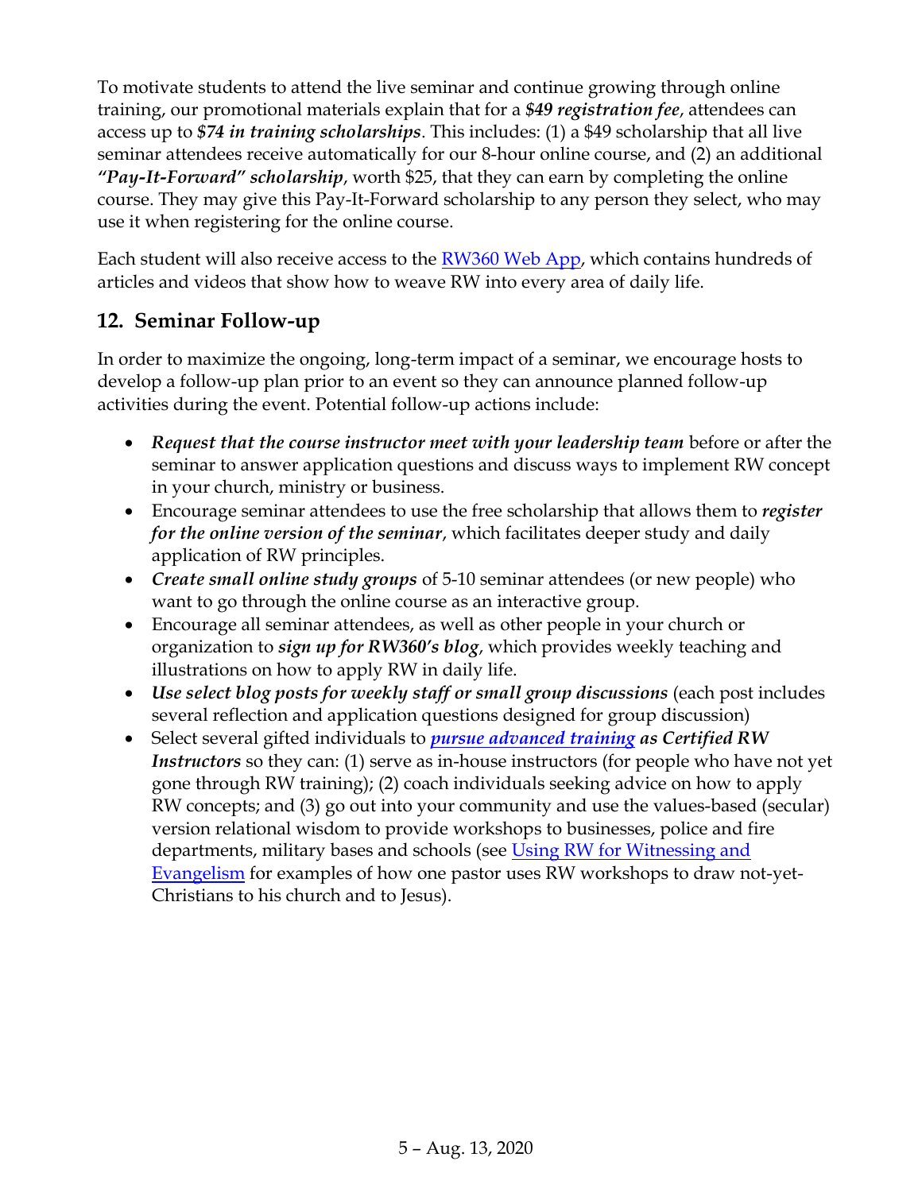To motivate students to attend the live seminar and continue growing through online training, our promotional materials explain that for a ***$49 registration fee***, attendees can access up to ***$74 in training scholarships***. This includes: (1) a $49 scholarship that all live seminar attendees receive automatically for our 8-hour online course, and (2) an additional ***"Pay-It-Forward" scholarship***, worth $25, that they can earn by completing the online course. They may give this Pay-It-Forward scholarship to any person they select, who may use it when registering for the online course.

Each student will also receive access to the [RW360 Web App](), which contains hundreds of articles and videos that show how to weave RW into every area of daily life.

## 12. Seminar Follow-up

In order to maximize the ongoing, long-term impact of a seminar, we encourage hosts to develop a follow-up plan prior to an event so they can announce planned follow-up activities during the event. Potential follow-up actions include:

- ***Request that the course instructor meet with your leadership team*** before or after the seminar to answer application questions and discuss ways to implement RW concept in your church, ministry or business.
- Encourage seminar attendees to use the free scholarship that allows them to ***register for the online version of the seminar***, which facilitates deeper study and daily application of RW principles.
- ***Create small online study groups*** of 5-10 seminar attendees (or new people) who want to go through the online course as an interactive group.
- Encourage all seminar attendees, as well as other people in your church or organization to ***sign up for RW360's blog***, which provides weekly teaching and illustrations on how to apply RW in daily life.
- ***Use select blog posts for weekly staff or small group discussions*** (each post includes several reflection and application questions designed for group discussion)
- Select several gifted individuals to ***[pursue advanced training]() as Certified RW Instructors*** so they can: (1) serve as in-house instructors (for people who have not yet gone through RW training); (2) coach individuals seeking advice on how to apply RW concepts; and (3) go out into your community and use the values-based (secular) version relational wisdom to provide workshops to businesses, police and fire departments, military bases and schools (see [Using RW for Witnessing and Evangelism]() for examples of how one pastor uses RW workshops to draw not-yet-Christians to his church and to Jesus).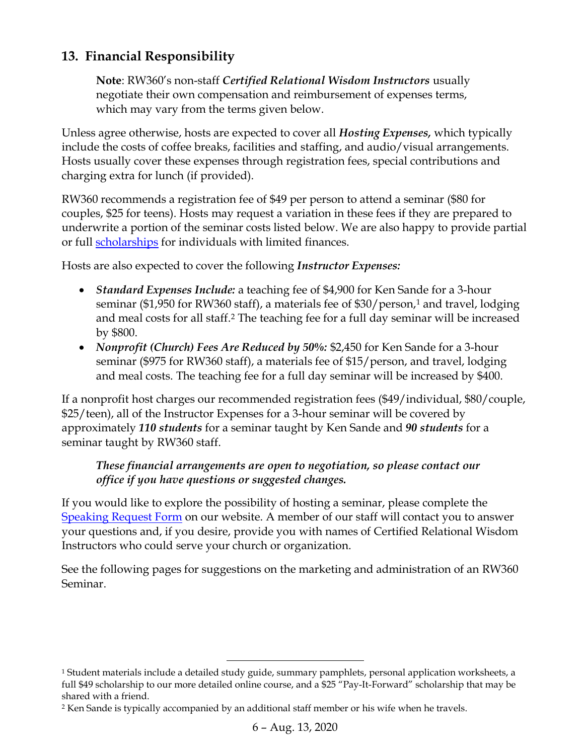## 13. Financial Responsibility

> **Note**: RW360's non-staff ***Certified Relational Wisdom Instructors*** usually negotiate their own compensation and reimbursement of expenses terms, which may vary from the terms given below.

Unless agree otherwise, hosts are expected to cover all ***Hosting Expenses,*** which typically include the costs of coffee breaks, facilities and staffing, and audio/visual arrangements. Hosts usually cover these expenses through registration fees, special contributions and charging extra for lunch (if provided).

RW360 recommends a registration fee of $49 per person to attend a seminar ($80 for couples, $25 for teens). Hosts may request a variation in these fees if they are prepared to underwrite a portion of the seminar costs listed below. We are also happy to provide partial or full [scholarships](scholarships) for individuals with limited finances.

Hosts are also expected to cover the following ***Instructor Expenses:***

- ***Standard Expenses Include:*** a teaching fee of $4,900 for Ken Sande for a 3-hour seminar ($1,950 for RW360 staff), a materials fee of $30/person,[1] and travel, lodging and meal costs for all staff.[2] The teaching fee for a full day seminar will be increased by $800.
- ***Nonprofit (Church) Fees Are Reduced by 50%:*** $2,450 for Ken Sande for a 3-hour seminar ($975 for RW360 staff), a materials fee of $15/person, and travel, lodging and meal costs. The teaching fee for a full day seminar will be increased by $400.

If a nonprofit host charges our recommended registration fees ($49/individual, $80/couple, $25/teen), all of the Instructor Expenses for a 3-hour seminar will be covered by approximately ***110 students*** for a seminar taught by Ken Sande and ***90 students*** for a seminar taught by RW360 staff.

> ***These financial arrangements are open to negotiation, so please contact our office if you have questions or suggested changes.***

If you would like to explore the possibility of hosting a seminar, please complete the [Speaking Request Form](Speaking Request Form) on our website. A member of our staff will contact you to answer your questions and, if you desire, provide you with names of Certified Relational Wisdom Instructors who could serve your church or organization.

See the following pages for suggestions on the marketing and administration of an RW360 Seminar.

---

[1] Student materials include a detailed study guide, summary pamphlets, personal application worksheets, a full $49 scholarship to our more detailed online course, and a $25 "Pay-It-Forward" scholarship that may be shared with a friend.

[2] Ken Sande is typically accompanied by an additional staff member or his wife when he travels.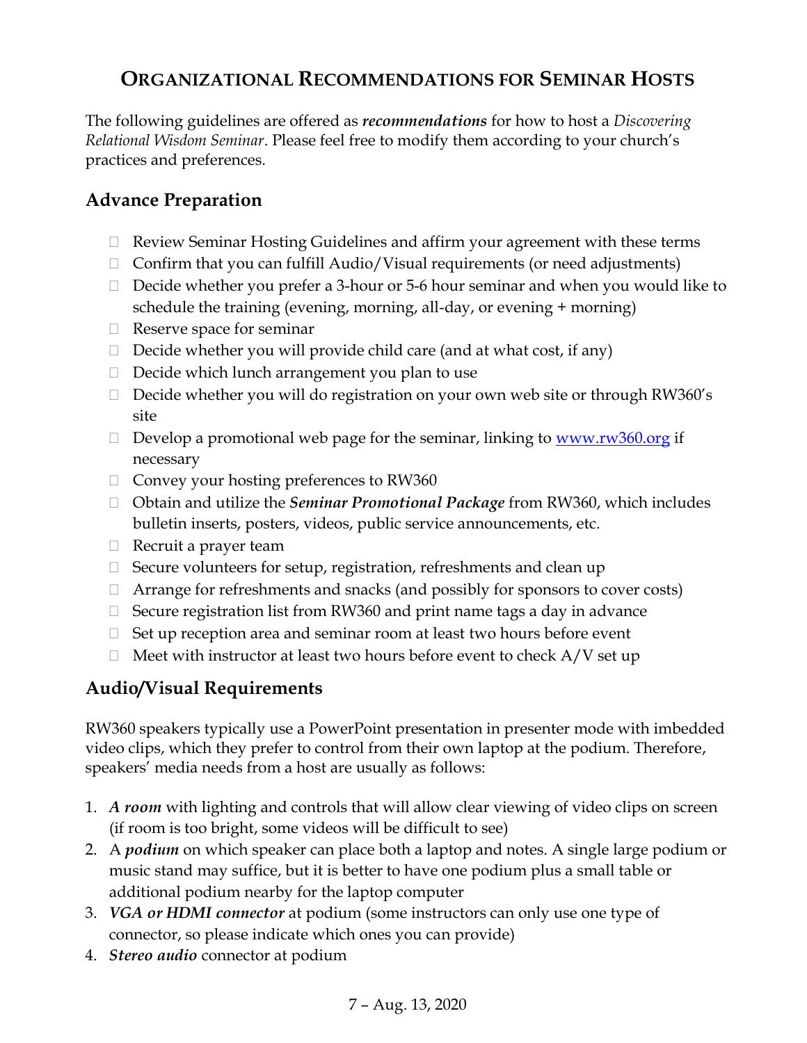## ORGANIZATIONAL RECOMMENDATIONS FOR SEMINAR HOSTS

The following guidelines are offered as ***recommendations*** for how to host a *Discovering Relational Wisdom Seminar*. Please feel free to modify them according to your church's practices and preferences.

### Advance Preparation

- Review Seminar Hosting Guidelines and affirm your agreement with these terms
- Confirm that you can fulfill Audio/Visual requirements (or need adjustments)
- Decide whether you prefer a 3-hour or 5-6 hour seminar and when you would like to schedule the training (evening, morning, all-day, or evening + morning)
- Reserve space for seminar
- Decide whether you will provide child care (and at what cost, if any)
- Decide which lunch arrangement you plan to use
- Decide whether you will do registration on your own web site or through RW360's site
- Develop a promotional web page for the seminar, linking to [www.rw360.org](http://www.rw360.org) if necessary
- Convey your hosting preferences to RW360
- Obtain and utilize the ***Seminar Promotional Package*** from RW360, which includes bulletin inserts, posters, videos, public service announcements, etc.
- Recruit a prayer team
- Secure volunteers for setup, registration, refreshments and clean up
- Arrange for refreshments and snacks (and possibly for sponsors to cover costs)
- Secure registration list from RW360 and print name tags a day in advance
- Set up reception area and seminar room at least two hours before event
- Meet with instructor at least two hours before event to check A/V set up

### Audio/Visual Requirements

RW360 speakers typically use a PowerPoint presentation in presenter mode with imbedded video clips, which they prefer to control from their own laptop at the podium. Therefore, speakers' media needs from a host are usually as follows:

1. ***A room*** with lighting and controls that will allow clear viewing of video clips on screen (if room is too bright, some videos will be difficult to see)
2. A ***podium*** on which speaker can place both a laptop and notes. A single large podium or music stand may suffice, but it is better to have one podium plus a small table or additional podium nearby for the laptop computer
3. ***VGA or HDMI connector*** at podium (some instructors can only use one type of connector, so please indicate which ones you can provide)
4. ***Stereo audio*** connector at podium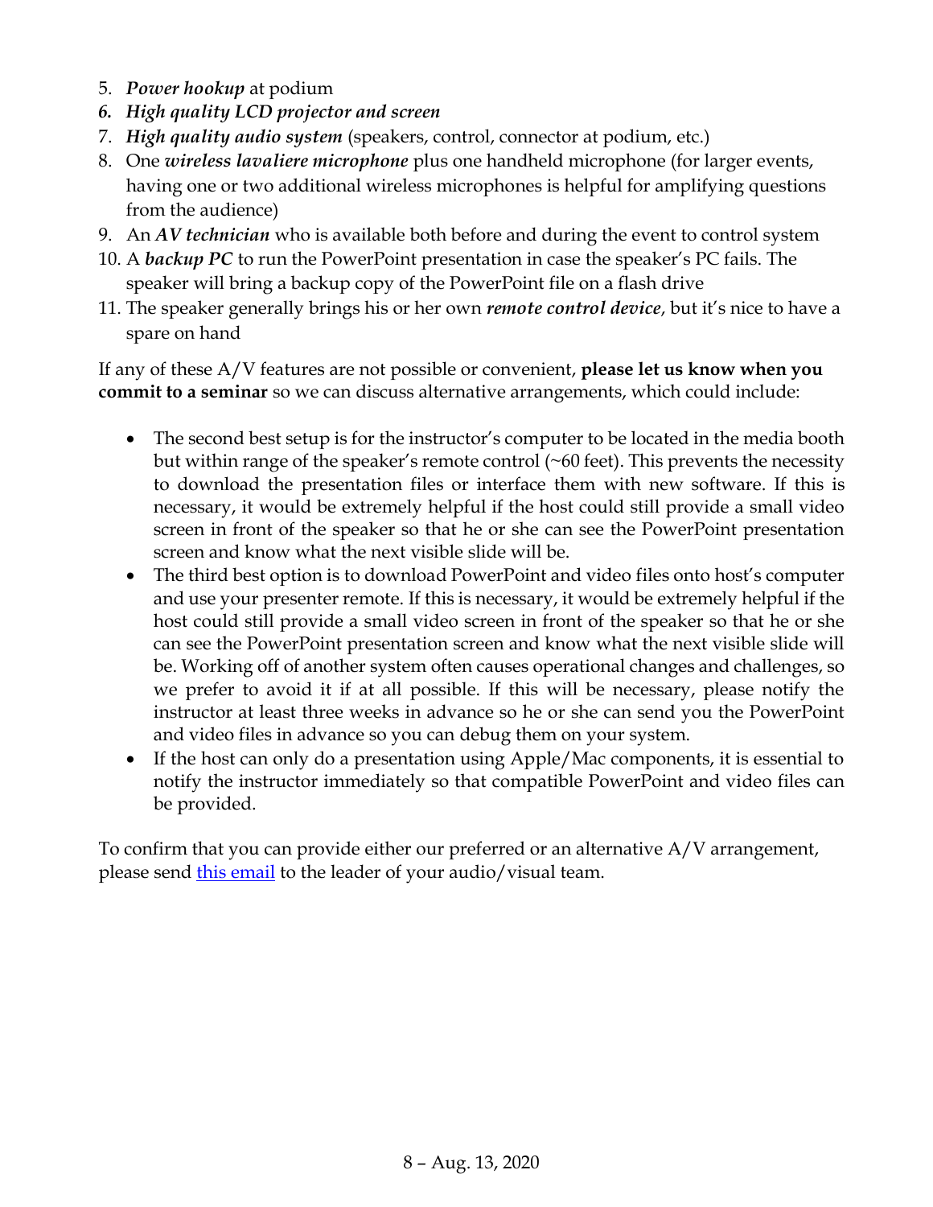5. ***Power hookup*** at podium
6. ***High quality LCD projector and screen***
7. ***High quality audio system*** (speakers, control, connector at podium, etc.)
8. One ***wireless lavaliere microphone*** plus one handheld microphone (for larger events, having one or two additional wireless microphones is helpful for amplifying questions from the audience)
9. An ***AV technician*** who is available both before and during the event to control system
10. A ***backup PC*** to run the PowerPoint presentation in case the speaker's PC fails. The speaker will bring a backup copy of the PowerPoint file on a flash drive
11. The speaker generally brings his or her own ***remote control device***, but it's nice to have a spare on hand

If any of these A/V features are not possible or convenient, **please let us know when you commit to a seminar** so we can discuss alternative arrangements, which could include:

- The second best setup is for the instructor's computer to be located in the media booth but within range of the speaker's remote control (~60 feet). This prevents the necessity to download the presentation files or interface them with new software. If this is necessary, it would be extremely helpful if the host could still provide a small video screen in front of the speaker so that he or she can see the PowerPoint presentation screen and know what the next visible slide will be.
- The third best option is to download PowerPoint and video files onto host's computer and use your presenter remote. If this is necessary, it would be extremely helpful if the host could still provide a small video screen in front of the speaker so that he or she can see the PowerPoint presentation screen and know what the next visible slide will be. Working off of another system often causes operational changes and challenges, so we prefer to avoid it if at all possible. If this will be necessary, please notify the instructor at least three weeks in advance so he or she can send you the PowerPoint and video files in advance so you can debug them on your system.
- If the host can only do a presentation using Apple/Mac components, it is essential to notify the instructor immediately so that compatible PowerPoint and video files can be provided.

To confirm that you can provide either our preferred or an alternative A/V arrangement, please send this email to the leader of your audio/visual team.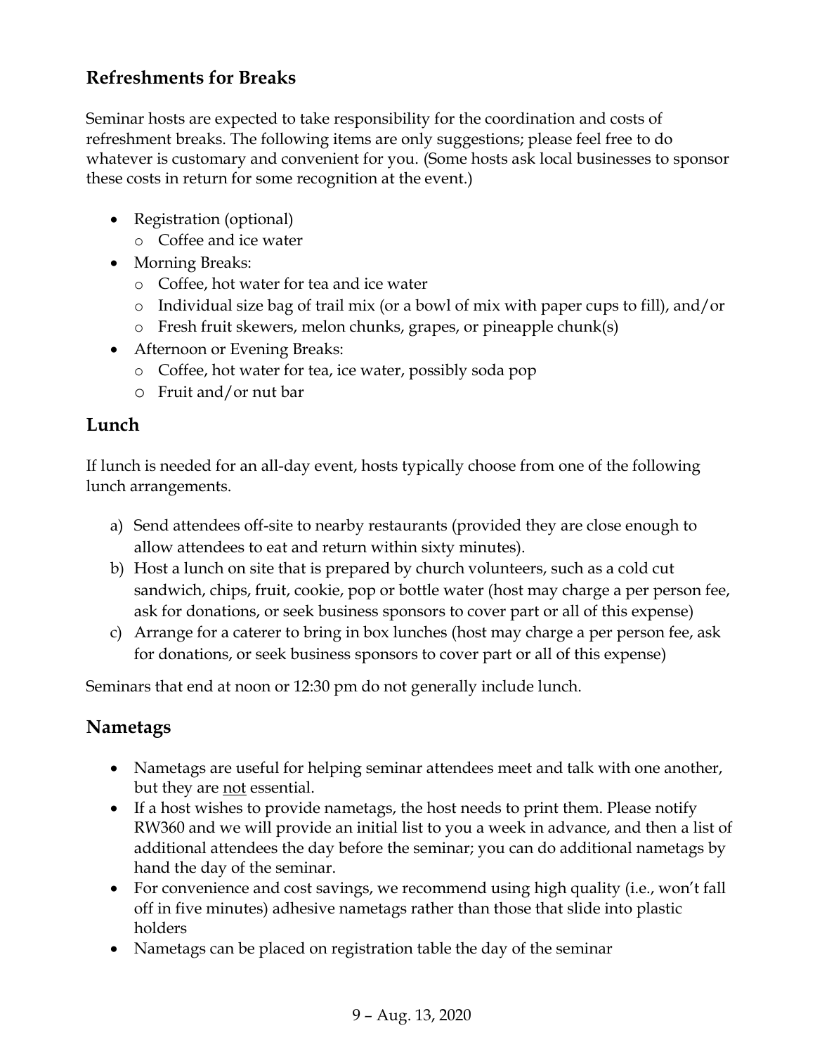## Refreshments for Breaks

Seminar hosts are expected to take responsibility for the coordination and costs of refreshment breaks. The following items are only suggestions; please feel free to do whatever is customary and convenient for you. (Some hosts ask local businesses to sponsor these costs in return for some recognition at the event.)

- Registration (optional)
  - Coffee and ice water
- Morning Breaks:
  - Coffee, hot water for tea and ice water
  - Individual size bag of trail mix (or a bowl of mix with paper cups to fill), and/or
  - Fresh fruit skewers, melon chunks, grapes, or pineapple chunk(s)
- Afternoon or Evening Breaks:
  - Coffee, hot water for tea, ice water, possibly soda pop
  - Fruit and/or nut bar

## Lunch

If lunch is needed for an all-day event, hosts typically choose from one of the following lunch arrangements.

a) Send attendees off-site to nearby restaurants (provided they are close enough to allow attendees to eat and return within sixty minutes).
b) Host a lunch on site that is prepared by church volunteers, such as a cold cut sandwich, chips, fruit, cookie, pop or bottle water (host may charge a per person fee, ask for donations, or seek business sponsors to cover part or all of this expense)
c) Arrange for a caterer to bring in box lunches (host may charge a per person fee, ask for donations, or seek business sponsors to cover part or all of this expense)

Seminars that end at noon or 12:30 pm do not generally include lunch.

## Nametags

- Nametags are useful for helping seminar attendees meet and talk with one another, but they are not essential.
- If a host wishes to provide nametags, the host needs to print them. Please notify RW360 and we will provide an initial list to you a week in advance, and then a list of additional attendees the day before the seminar; you can do additional nametags by hand the day of the seminar.
- For convenience and cost savings, we recommend using high quality (i.e., won't fall off in five minutes) adhesive nametags rather than those that slide into plastic holders
- Nametags can be placed on registration table the day of the seminar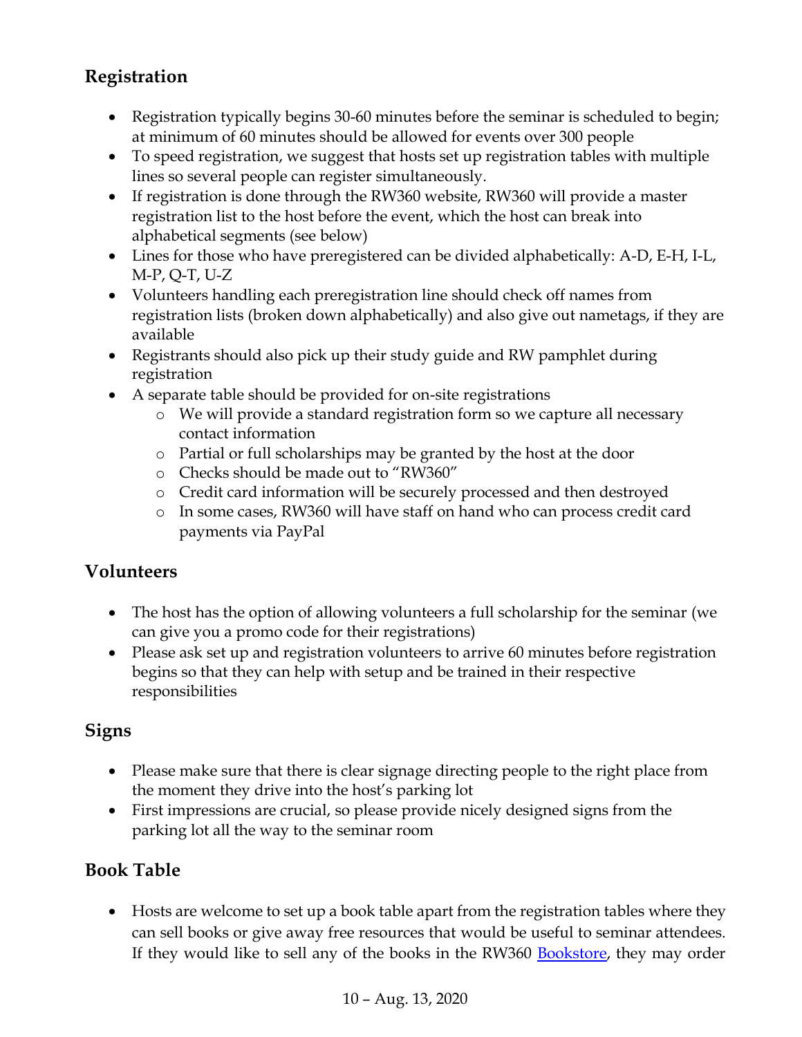## Registration

- Registration typically begins 30-60 minutes before the seminar is scheduled to begin; at minimum of 60 minutes should be allowed for events over 300 people
- To speed registration, we suggest that hosts set up registration tables with multiple lines so several people can register simultaneously.
- If registration is done through the RW360 website, RW360 will provide a master registration list to the host before the event, which the host can break into alphabetical segments (see below)
- Lines for those who have preregistered can be divided alphabetically: A-D, E-H, I-L, M-P, Q-T, U-Z
- Volunteers handling each preregistration line should check off names from registration lists (broken down alphabetically) and also give out nametags, if they are available
- Registrants should also pick up their study guide and RW pamphlet during registration
- A separate table should be provided for on-site registrations
    - We will provide a standard registration form so we capture all necessary contact information
    - Partial or full scholarships may be granted by the host at the door
    - Checks should be made out to "RW360"
    - Credit card information will be securely processed and then destroyed
    - In some cases, RW360 will have staff on hand who can process credit card payments via PayPal

## Volunteers

- The host has the option of allowing volunteers a full scholarship for the seminar (we can give you a promo code for their registrations)
- Please ask set up and registration volunteers to arrive 60 minutes before registration begins so that they can help with setup and be trained in their respective responsibilities

## Signs

- Please make sure that there is clear signage directing people to the right place from the moment they drive into the host's parking lot
- First impressions are crucial, so please provide nicely designed signs from the parking lot all the way to the seminar room

## Book Table

- Hosts are welcome to set up a book table apart from the registration tables where they can sell books or give away free resources that would be useful to seminar attendees. If they would like to sell any of the books in the RW360 Bookstore, they may order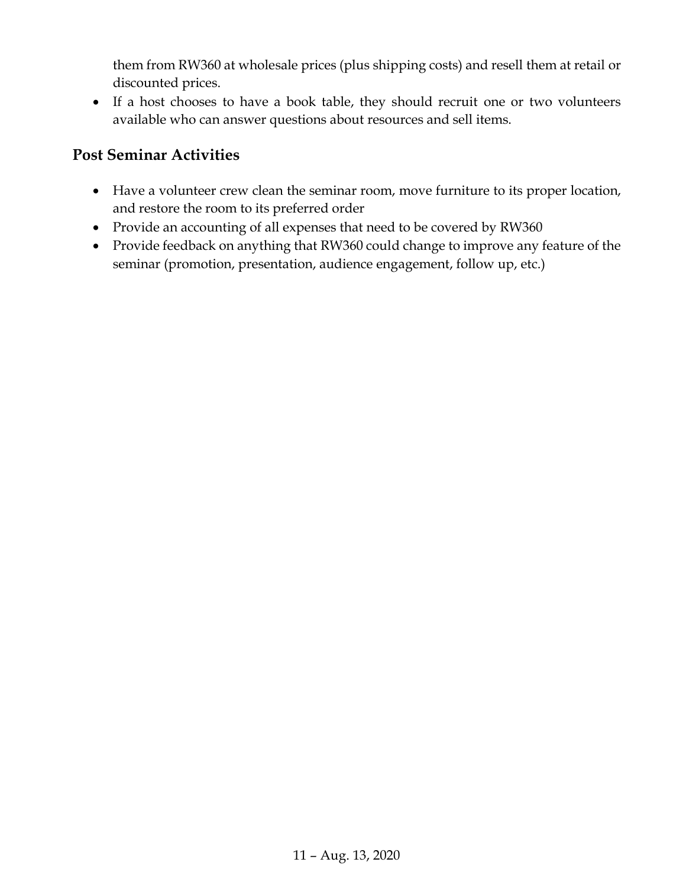them from RW360 at wholesale prices (plus shipping costs) and resell them at retail or discounted prices.

- If a host chooses to have a book table, they should recruit one or two volunteers available who can answer questions about resources and sell items.

## Post Seminar Activities

- Have a volunteer crew clean the seminar room, move furniture to its proper location, and restore the room to its preferred order
- Provide an accounting of all expenses that need to be covered by RW360
- Provide feedback on anything that RW360 could change to improve any feature of the seminar (promotion, presentation, audience engagement, follow up, etc.)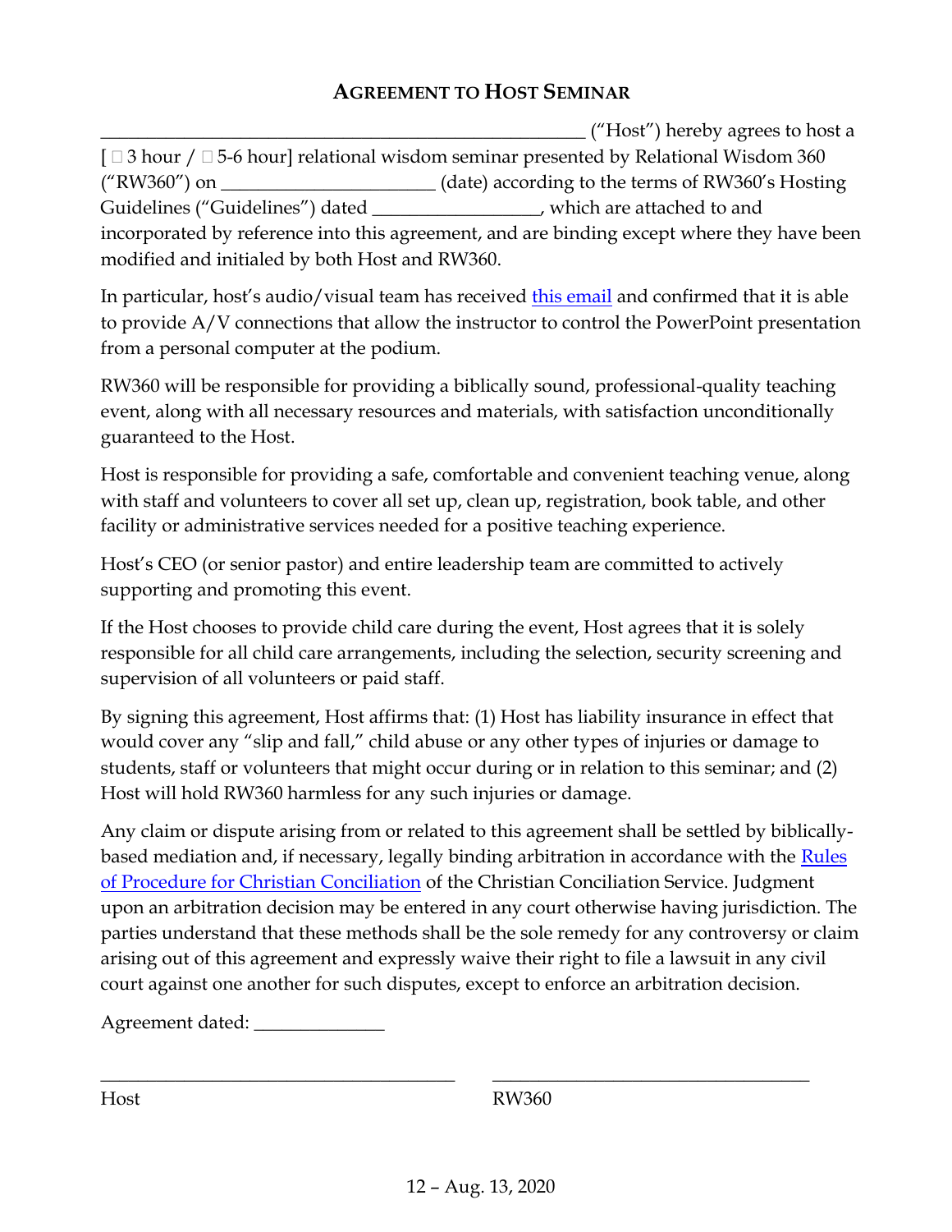## AGREEMENT TO HOST SEMINAR

__________________________________________________ ("Host") hereby agrees to host a [ ☐ 3 hour / ☐ 5-6 hour] relational wisdom seminar presented by Relational Wisdom 360 ("RW360") on ______________________ (date) according to the terms of RW360's Hosting Guidelines ("Guidelines") dated _________________, which are attached to and incorporated by reference into this agreement, and are binding except where they have been modified and initialed by both Host and RW360.

In particular, host's audio/visual team has received this email and confirmed that it is able to provide A/V connections that allow the instructor to control the PowerPoint presentation from a personal computer at the podium.

RW360 will be responsible for providing a biblically sound, professional-quality teaching event, along with all necessary resources and materials, with satisfaction unconditionally guaranteed to the Host.

Host is responsible for providing a safe, comfortable and convenient teaching venue, along with staff and volunteers to cover all set up, clean up, registration, book table, and other facility or administrative services needed for a positive teaching experience.

Host's CEO (or senior pastor) and entire leadership team are committed to actively supporting and promoting this event.

If the Host chooses to provide child care during the event, Host agrees that it is solely responsible for all child care arrangements, including the selection, security screening and supervision of all volunteers or paid staff.

By signing this agreement, Host affirms that: (1) Host has liability insurance in effect that would cover any "slip and fall," child abuse or any other types of injuries or damage to students, staff or volunteers that might occur during or in relation to this seminar; and (2) Host will hold RW360 harmless for any such injuries or damage.

Any claim or dispute arising from or related to this agreement shall be settled by biblically-based mediation and, if necessary, legally binding arbitration in accordance with the Rules of Procedure for Christian Conciliation of the Christian Conciliation Service. Judgment upon an arbitration decision may be entered in any court otherwise having jurisdiction. The parties understand that these methods shall be the sole remedy for any controversy or claim arising out of this agreement and expressly waive their right to file a lawsuit in any civil court against one another for such disputes, except to enforce an arbitration decision.

Agreement dated: _____________

_____________________________________ _________________________________

Host RW360